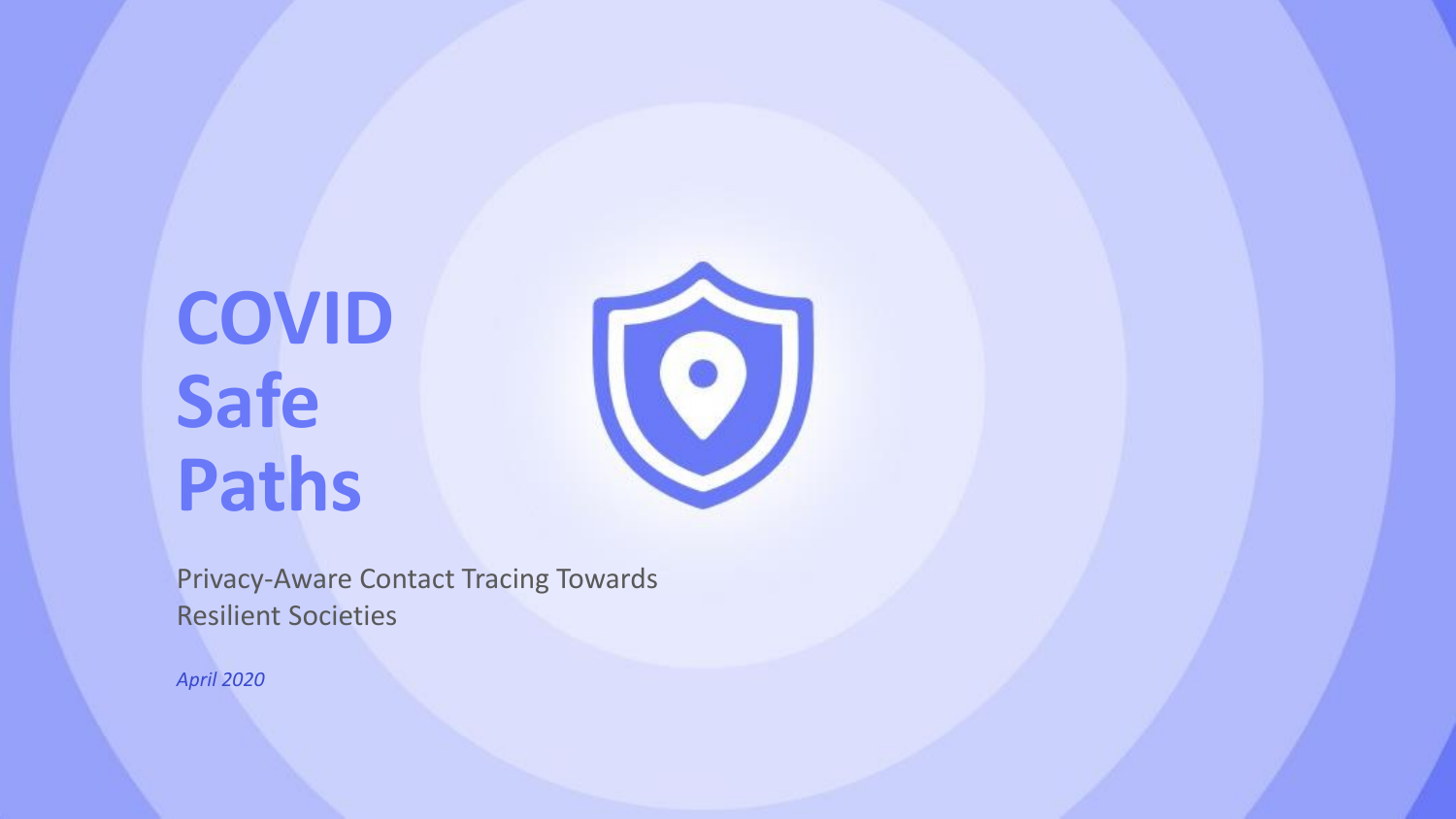# COVID Safe Paths

Privacy-Aware Contact Tracing Towards Resilient Societies

*April 2020*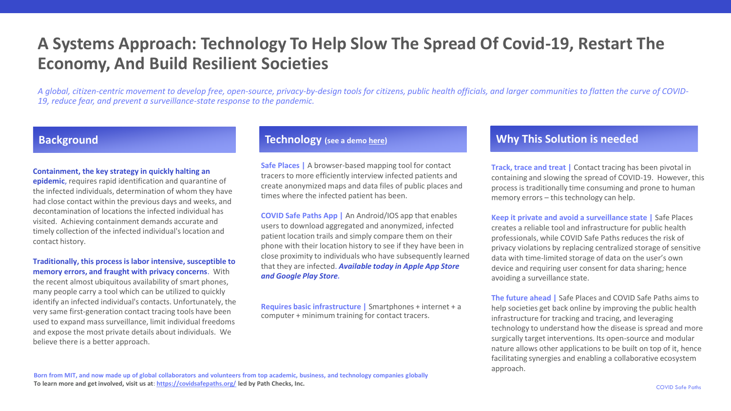# A Systems Approach: Technology To Help Slow The Spread Of Covid-19, Restart The Economy, And Build Resilient Societies

*A global, citizen-centric movement to develop free, open-source, privacy-by-design tools for citizens, public health officials, and larger communities to flatten the curve of COVID-19, reduce fear, and prevent a surveillance-state response to the pandemic.*

## Background

**Containment, the key strategy in quickly halting an epidemic**, requires rapid identification and quarantine of the infected individuals, determination of whom they have had close contact within the previous days and weeks, and decontamination of locations the infected individual has visited. Achieving containment demands accurate and timely collection of the infected individual's location and contact history.

**Traditionally, this process is labor intensive, susceptible to memory errors, and fraught with privacy concerns**. With the recent almost ubiquitous availability of smart phones, many people carry a tool which can be utilized to quickly identify an infected individual's contacts. Unfortunately, the very same first-generation contact tracing tools have been used to expand mass surveillance, limit individual freedoms and expose the most private details about individuals. We believe there is a better approach.

## Technology (see a demo here)

**Safe Places |** A browser-based mapping tool for contact tracers to more efficiently interview infected patients and create anonymized maps and data files of public places and times where the infected patient has been.

**COVID Safe Paths App |** An Android/IOS app that enables users to download aggregated and anonymized, infected patient location trails and simply compare them on their phone with their location history to see if they have been in close proximity to individuals who have subsequently learned that they are infected. ***Available today in Apple App Store and Google Play Store.***

**Requires basic infrastructure |** Smartphones + internet + a computer + minimum training for contact tracers.

## Why This Solution is needed

**Track, trace and treat |** Contact tracing has been pivotal in containing and slowing the spread of COVID-19. However, this process is traditionally time consuming and prone to human memory errors – this technology can help.

**Keep it private and avoid a surveillance state |** Safe Places creates a reliable tool and infrastructure for public health professionals, while COVID Safe Paths reduces the risk of privacy violations by replacing centralized storage of sensitive data with time-limited storage of data on the user's own device and requiring user consent for data sharing; hence avoiding a surveillance state.

**The future ahead |** Safe Places and COVID Safe Paths aims to help societies get back online by improving the public health infrastructure for tracking and tracing, and leveraging technology to understand how the disease is spread and more surgically target interventions. Its open-source and modular nature allows other applications to be built on top of it, hence facilitating synergies and enabling a collaborative ecosystem approach.

**Born from MIT, and now made up of global collaborators and volunteers from top academic, business, and technology companies globally**

**To learn more and get involved, visit us at: https://covidsafepaths.org/ led by Path Checks, Inc.**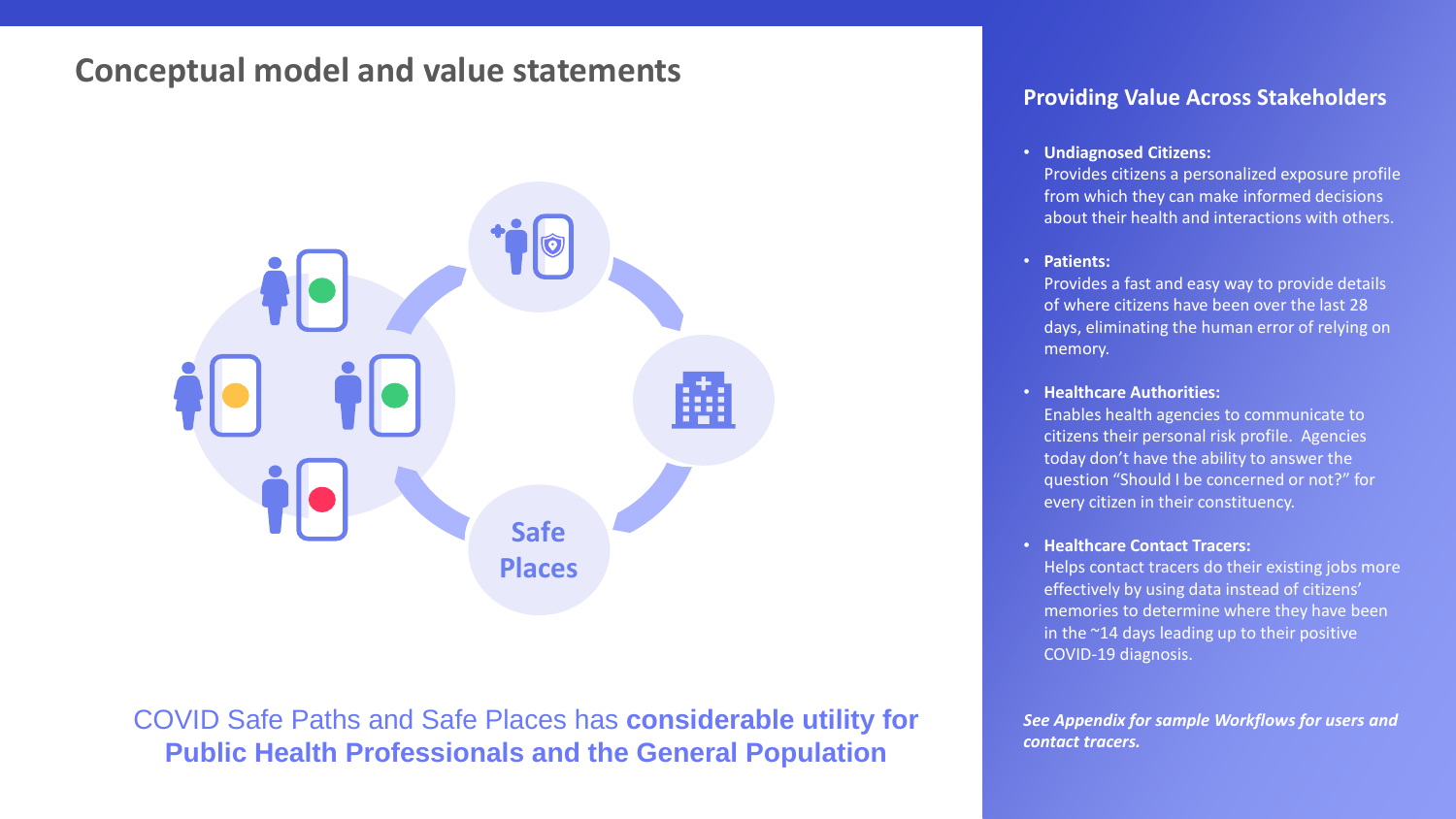# Conceptual model and value statements

Safe Places

COVID Safe Paths and Safe Places has **considerable utility for Public Health Professionals and the General Population**

## Providing Value Across Stakeholders

- **Undiagnosed Citizens:**
  Provides citizens a personalized exposure profile from which they can make informed decisions about their health and interactions with others.
- **Patients:**
  Provides a fast and easy way to provide details of where citizens have been over the last 28 days, eliminating the human error of relying on memory.
- **Healthcare Authorities:**
  Enables health agencies to communicate to citizens their personal risk profile. Agencies today don't have the ability to answer the question "Should I be concerned or not?" for every citizen in their constituency.
- **Healthcare Contact Tracers:**
  Helps contact tracers do their existing jobs more effectively by using data instead of citizens' memories to determine where they have been in the ~14 days leading up to their positive COVID-19 diagnosis.

***See Appendix for sample Workflows for users and contact tracers.***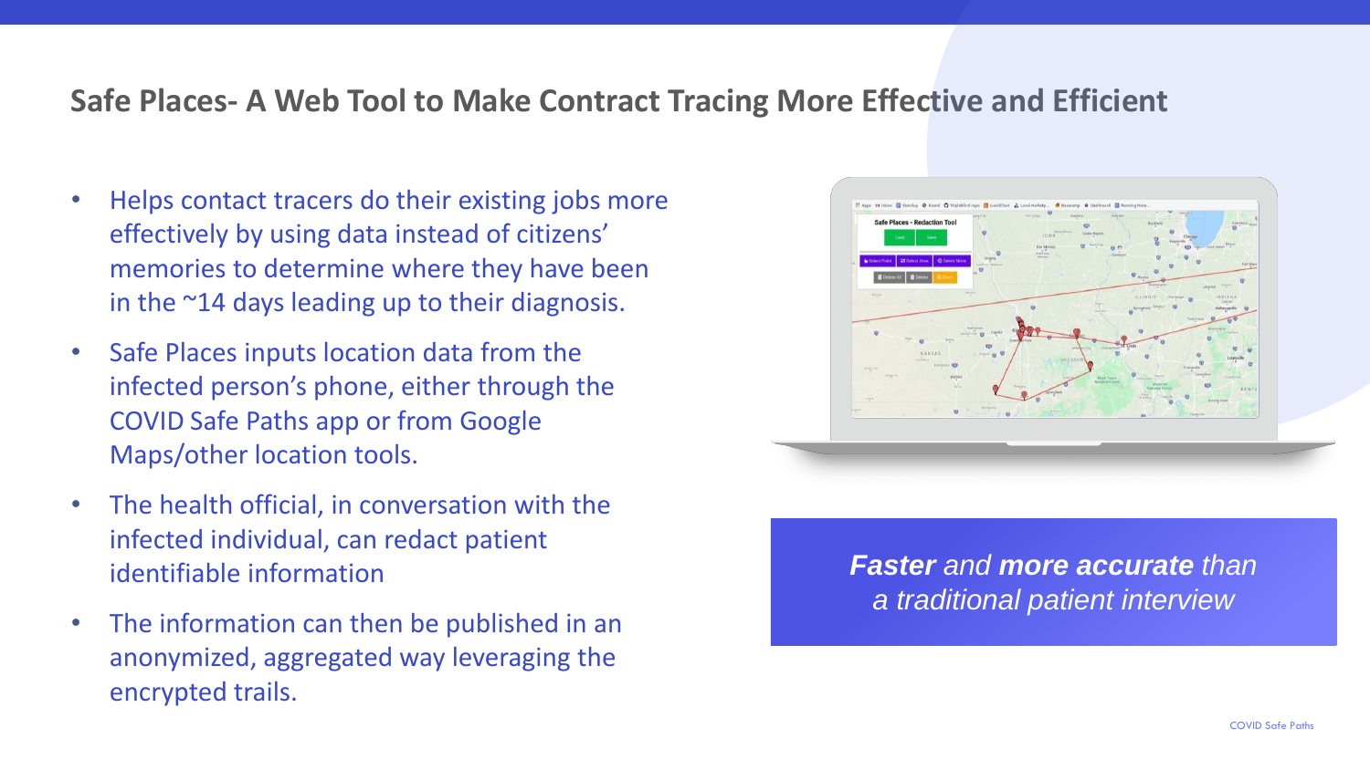## Safe Places- A Web Tool to Make Contract Tracing More Effective and Efficient

- Helps contact tracers do their existing jobs more effectively by using data instead of citizens' memories to determine where they have been in the ~14 days leading up to their diagnosis.
- Safe Places inputs location data from the infected person's phone, either through the COVID Safe Paths app or from Google Maps/other location tools.
- The health official, in conversation with the infected individual, can redact patient identifiable information
- The information can then be published in an anonymized, aggregated way leveraging the encrypted trails.

***Faster** and **more accurate** than a traditional patient interview*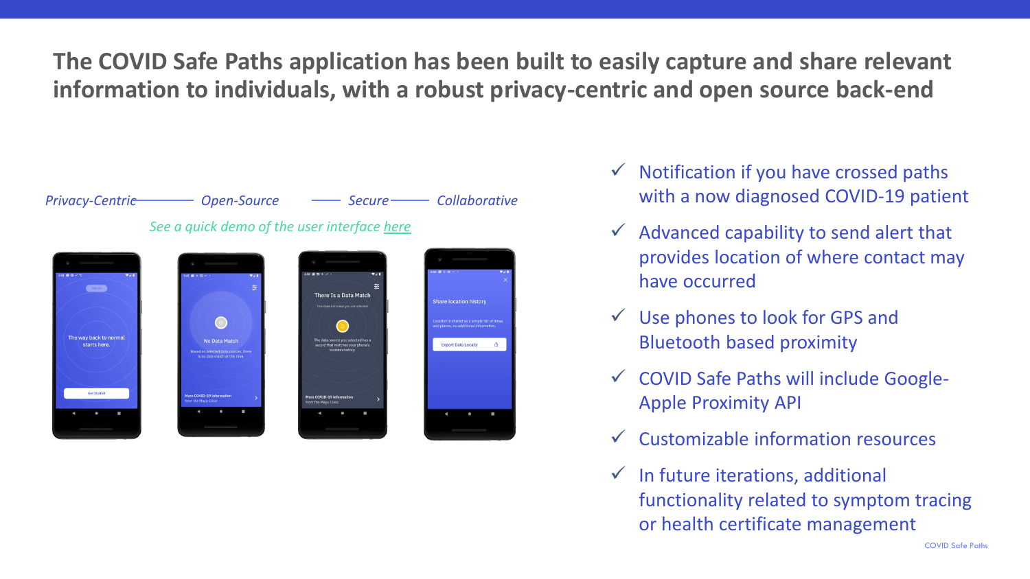# The COVID Safe Paths application has been built to easily capture and share relevant information to individuals, with a robust privacy-centric and open source back-end

*Privacy-Centric — Open-Source — Secure — Collaborative*

*See a quick demo of the user interface here*

- ✓ Notification if you have crossed paths with a now diagnosed COVID-19 patient
- ✓ Advanced capability to send alert that provides location of where contact may have occurred
- ✓ Use phones to look for GPS and Bluetooth based proximity
- ✓ COVID Safe Paths will include Google-Apple Proximity API
- ✓ Customizable information resources
- ✓ In future iterations, additional functionality related to symptom tracing or health certificate management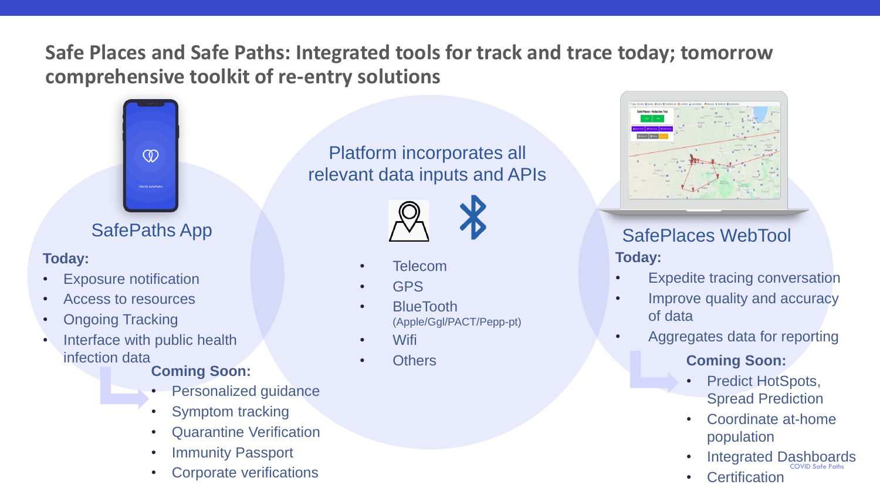# Safe Places and Safe Paths: Integrated tools for track and trace today; tomorrow comprehensive toolkit of re-entry solutions

## SafePaths App

**Today:**

- Exposure notification
- Access to resources
- Ongoing Tracking
- Interface with public health infection data

**Coming Soon:**

- Personalized guidance
- Symptom tracking
- Quarantine Verification
- Immunity Passport
- Corporate verifications

## Platform incorporates all relevant data inputs and APIs

- Telecom
- GPS
- BlueTooth (Apple/Ggl/PACT/Pepp-pt)
- Wifi
- Others

## SafePlaces WebTool

**Today:**

- Expedite tracing conversation
- Improve quality and accuracy of data
- Aggregates data for reporting

**Coming Soon:**

- Predict HotSpots, Spread Prediction
- Coordinate at-home population
- Integrated Dashboards
- Certification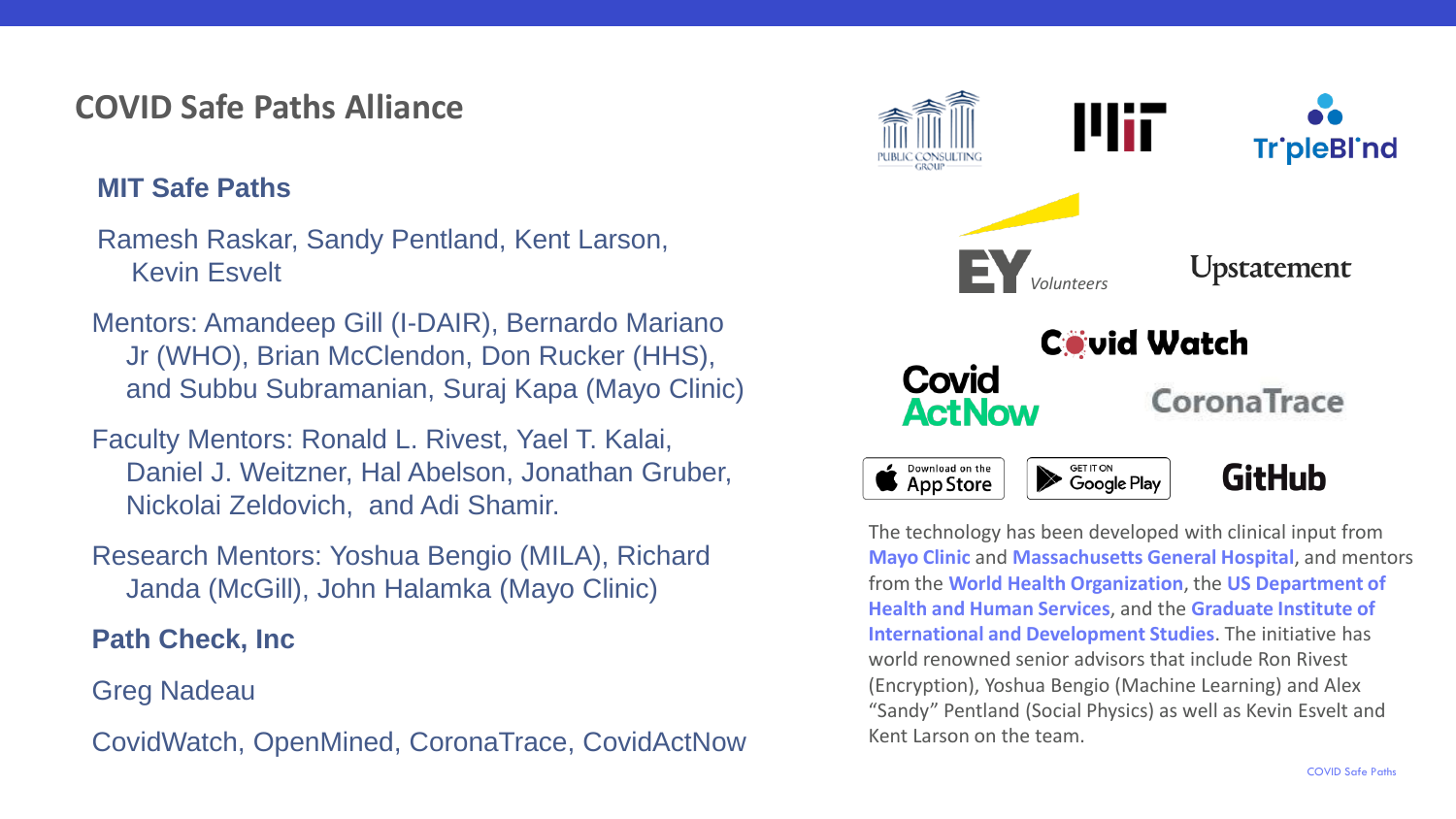## COVID Safe Paths Alliance

### MIT Safe Paths

Ramesh Raskar, Sandy Pentland, Kent Larson, Kevin Esvelt

Mentors: Amandeep Gill (I-DAIR), Bernardo Mariano Jr (WHO), Brian McClendon, Don Rucker (HHS), and Subbu Subramanian, Suraj Kapa (Mayo Clinic)

Faculty Mentors: Ronald L. Rivest, Yael T. Kalai, Daniel J. Weitzner, Hal Abelson, Jonathan Gruber, Nickolai Zeldovich, and Adi Shamir.

Research Mentors: Yoshua Bengio (MILA), Richard Janda (McGill), John Halamka (Mayo Clinic)

### Path Check, Inc

Greg Nadeau

CovidWatch, OpenMined, CoronaTrace, CovidActNow

Public Consulting Group | MIT | TripleBlind | EY Volunteers | Upstatement | Covid Watch | Covid ActNow | CoronaTrace | Download on the App Store | Get it on Google Play | GitHub

The technology has been developed with clinical input from **Mayo Clinic** and **Massachusetts General Hospital**, and mentors from the **World Health Organization**, the **US Department of Health and Human Services**, and the **Graduate Institute of International and Development Studies**. The initiative has world renowned senior advisors that include Ron Rivest (Encryption), Yoshua Bengio (Machine Learning) and Alex "Sandy" Pentland (Social Physics) as well as Kevin Esvelt and Kent Larson on the team.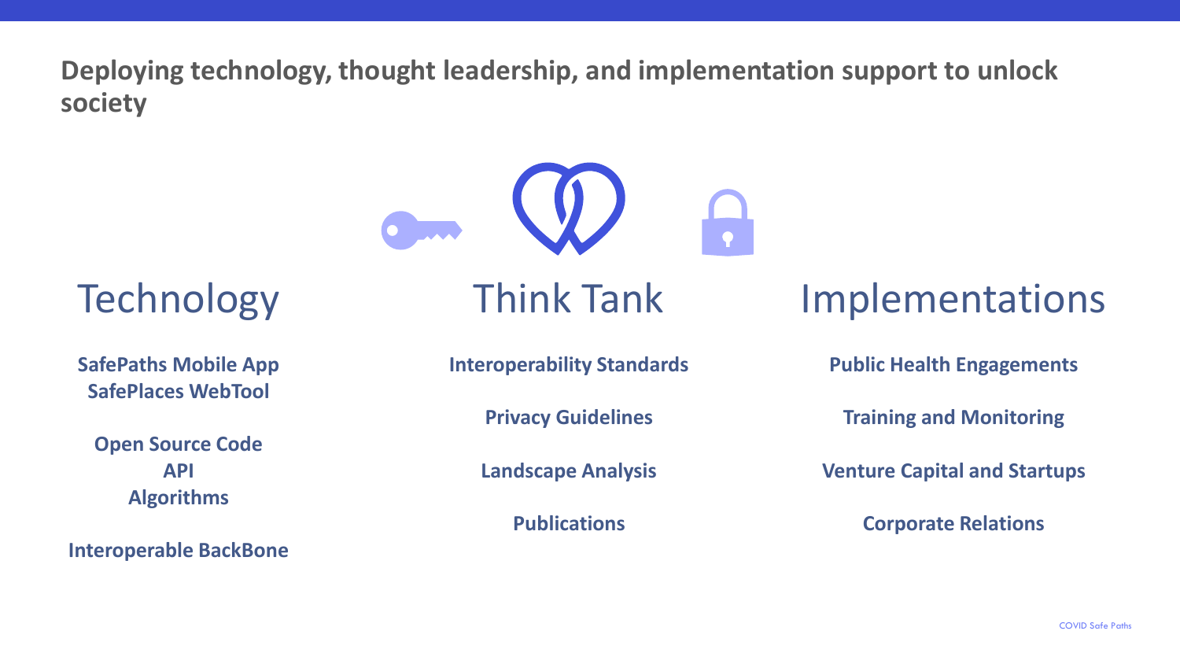# Deploying technology, thought leadership, and implementation support to unlock society

## Technology

**SafePaths Mobile App**
**SafePlaces WebTool**

**Open Source Code**
**API**
**Algorithms**

**Interoperable BackBone**

## Think Tank

**Interoperability Standards**

**Privacy Guidelines**

**Landscape Analysis**

**Publications**

## Implementations

**Public Health Engagements**

**Training and Monitoring**

**Venture Capital and Startups**

**Corporate Relations**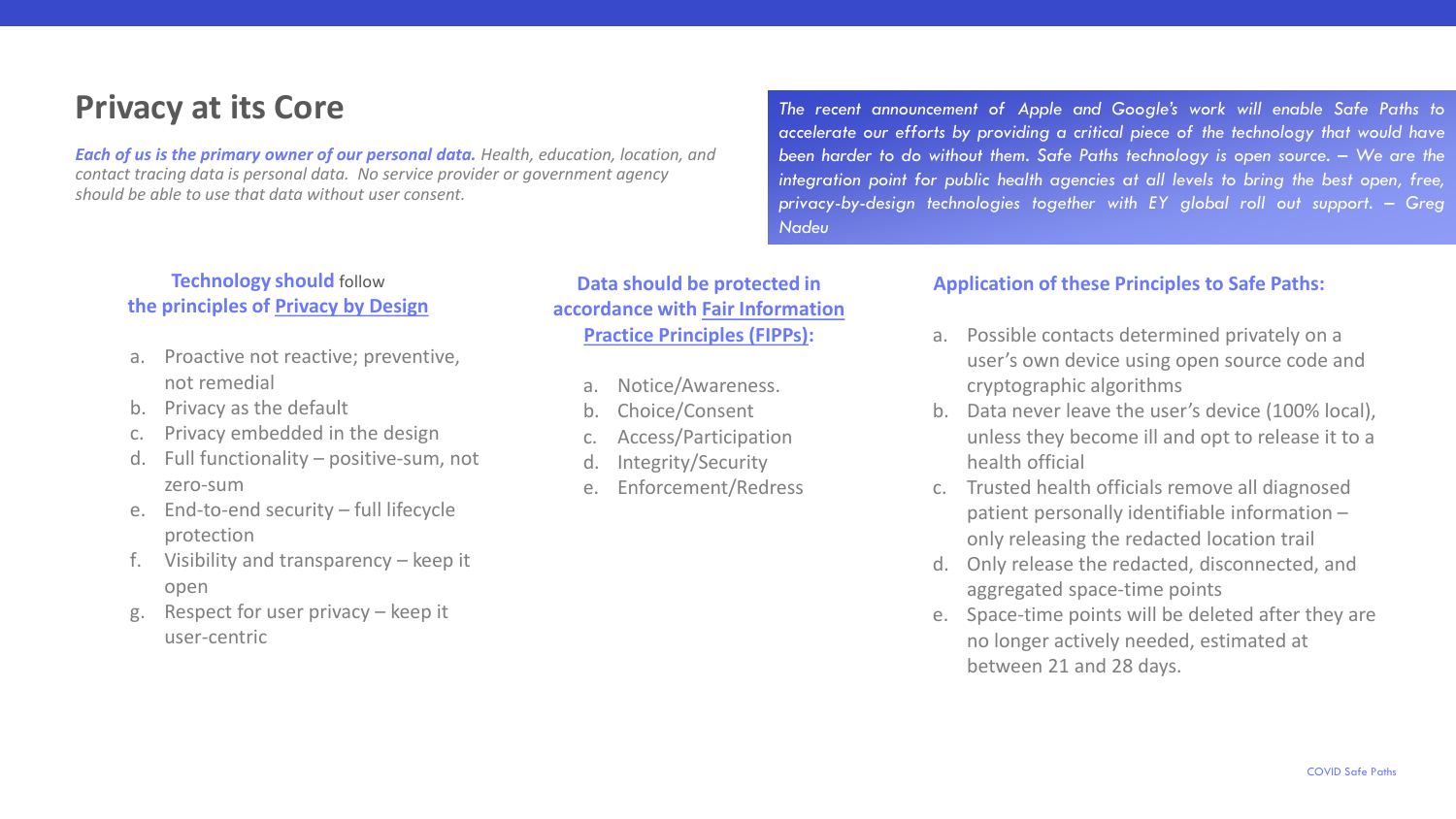# Privacy at its Core

***Each of us is the primary owner of our personal data.*** *Health, education, location, and contact tracing data is personal data. No service provider or government agency should be able to use that data without user consent.*

*The recent announcement of Apple and Google's work will enable Safe Paths to accelerate our efforts by providing a critical piece of the technology that would have been harder to do without them. Safe Paths technology is open source. – We are the integration point for public health agencies at all levels to bring the best open, free, privacy-by-design technologies together with EY global roll out support. – Greg Nadeu*

### Technology should follow the principles of Privacy by Design

a. Proactive not reactive; preventive, not remedial
b. Privacy as the default
c. Privacy embedded in the design
d. Full functionality – positive-sum, not zero-sum
e. End-to-end security – full lifecycle protection
f. Visibility and transparency – keep it open
g. Respect for user privacy – keep it user-centric

### Data should be protected in accordance with Fair Information Practice Principles (FIPPs):

a. Notice/Awareness.
b. Choice/Consent
c. Access/Participation
d. Integrity/Security
e. Enforcement/Redress

### Application of these Principles to Safe Paths:

a. Possible contacts determined privately on a user's own device using open source code and cryptographic algorithms
b. Data never leave the user's device (100% local), unless they become ill and opt to release it to a health official
c. Trusted health officials remove all diagnosed patient personally identifiable information – only releasing the redacted location trail
d. Only release the redacted, disconnected, and aggregated space-time points
e. Space-time points will be deleted after they are no longer actively needed, estimated at between 21 and 28 days.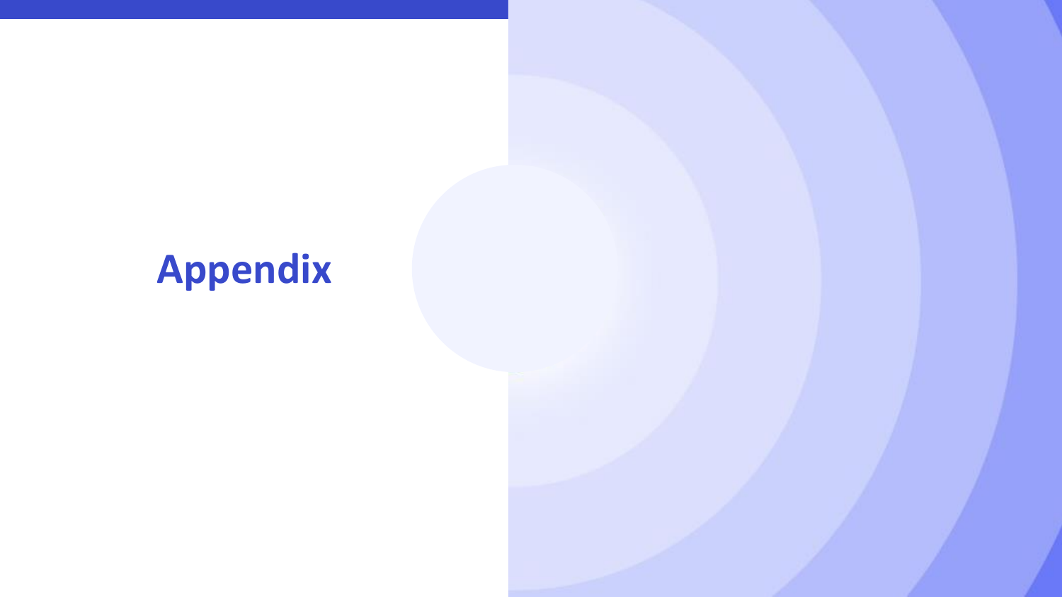# Appendix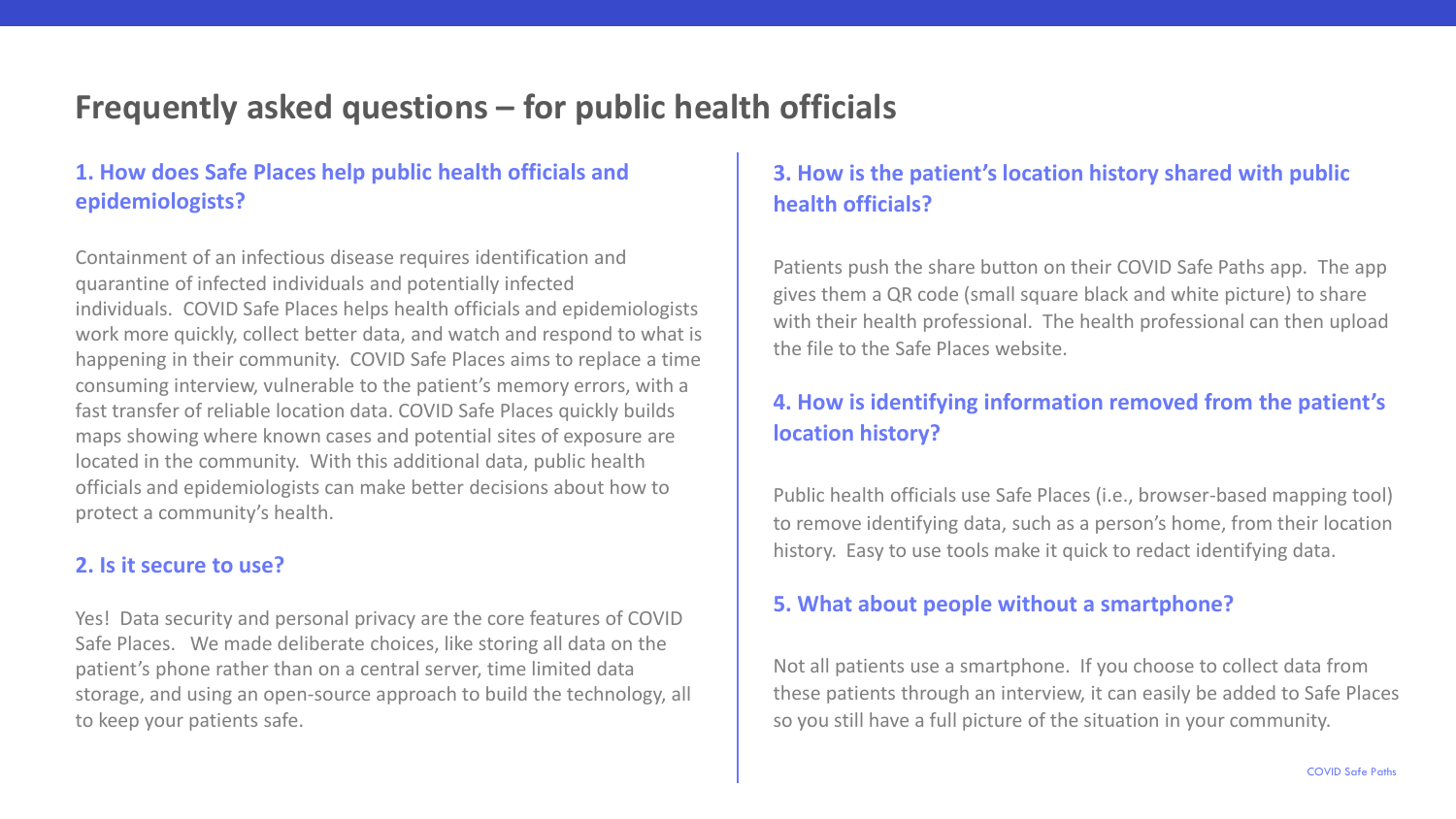# Frequently asked questions – for public health officials

### 1. How does Safe Places help public health officials and epidemiologists?

Containment of an infectious disease requires identification and quarantine of infected individuals and potentially infected individuals. COVID Safe Places helps health officials and epidemiologists work more quickly, collect better data, and watch and respond to what is happening in their community. COVID Safe Places aims to replace a time consuming interview, vulnerable to the patient's memory errors, with a fast transfer of reliable location data. COVID Safe Places quickly builds maps showing where known cases and potential sites of exposure are located in the community. With this additional data, public health officials and epidemiologists can make better decisions about how to protect a community's health.

### 2. Is it secure to use?

Yes! Data security and personal privacy are the core features of COVID Safe Places. We made deliberate choices, like storing all data on the patient's phone rather than on a central server, time limited data storage, and using an open-source approach to build the technology, all to keep your patients safe.

### 3. How is the patient's location history shared with public health officials?

Patients push the share button on their COVID Safe Paths app. The app gives them a QR code (small square black and white picture) to share with their health professional. The health professional can then upload the file to the Safe Places website.

### 4. How is identifying information removed from the patient's location history?

Public health officials use Safe Places (i.e., browser-based mapping tool) to remove identifying data, such as a person's home, from their location history. Easy to use tools make it quick to redact identifying data.

### 5. What about people without a smartphone?

Not all patients use a smartphone. If you choose to collect data from these patients through an interview, it can easily be added to Safe Places so you still have a full picture of the situation in your community.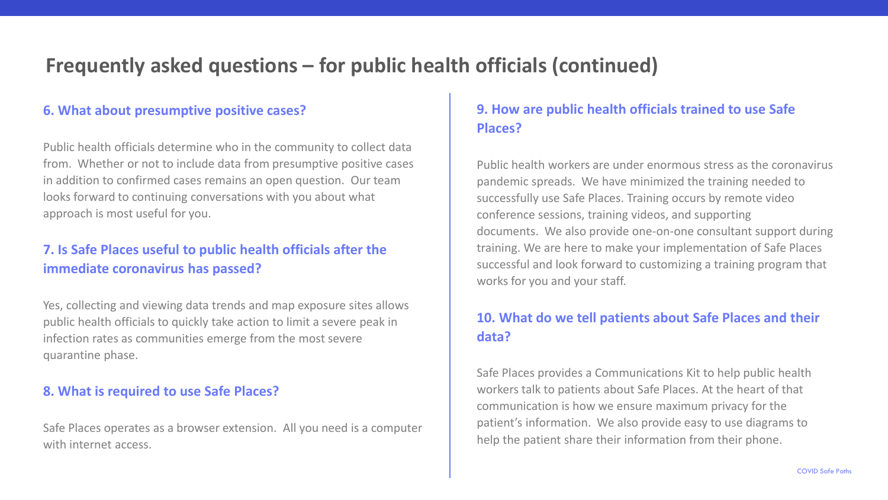# Frequently asked questions – for public health officials (continued)

### 6. What about presumptive positive cases?

Public health officials determine who in the community to collect data from. Whether or not to include data from presumptive positive cases in addition to confirmed cases remains an open question. Our team looks forward to continuing conversations with you about what approach is most useful for you.

### 7. Is Safe Places useful to public health officials after the immediate coronavirus has passed?

Yes, collecting and viewing data trends and map exposure sites allows public health officials to quickly take action to limit a severe peak in infection rates as communities emerge from the most severe quarantine phase.

### 8. What is required to use Safe Places?

Safe Places operates as a browser extension. All you need is a computer with internet access.

### 9. How are public health officials trained to use Safe Places?

Public health workers are under enormous stress as the coronavirus pandemic spreads. We have minimized the training needed to successfully use Safe Places. Training occurs by remote video conference sessions, training videos, and supporting documents. We also provide one-on-one consultant support during training. We are here to make your implementation of Safe Places successful and look forward to customizing a training program that works for you and your staff.

### 10. What do we tell patients about Safe Places and their data?

Safe Places provides a Communications Kit to help public health workers talk to patients about Safe Places. At the heart of that communication is how we ensure maximum privacy for the patient's information. We also provide easy to use diagrams to help the patient share their information from their phone.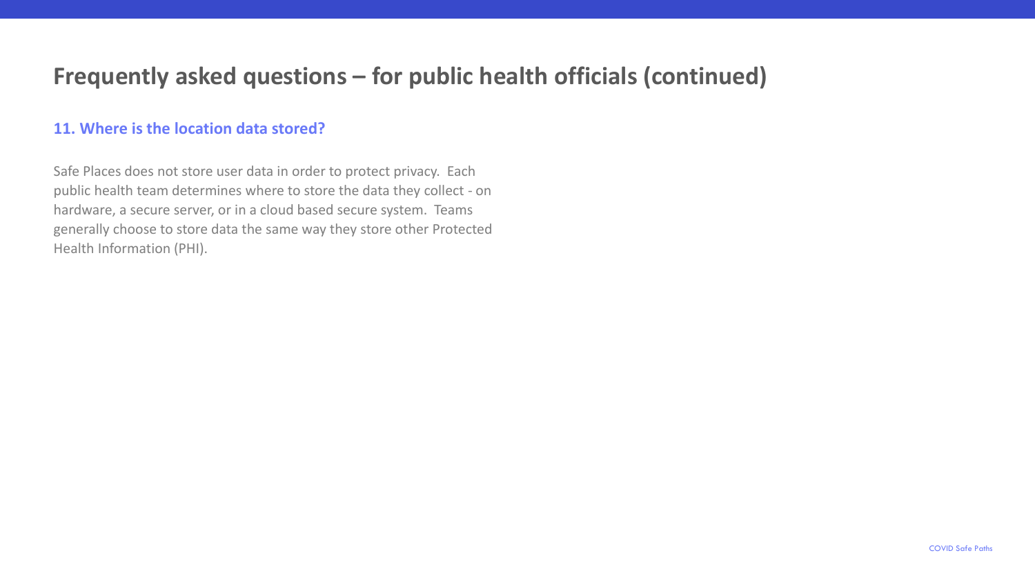# Frequently asked questions – for public health officials (continued)

### 11. Where is the location data stored?

Safe Places does not store user data in order to protect privacy. Each public health team determines where to store the data they collect - on hardware, a secure server, or in a cloud based secure system. Teams generally choose to store data the same way they store other Protected Health Information (PHI).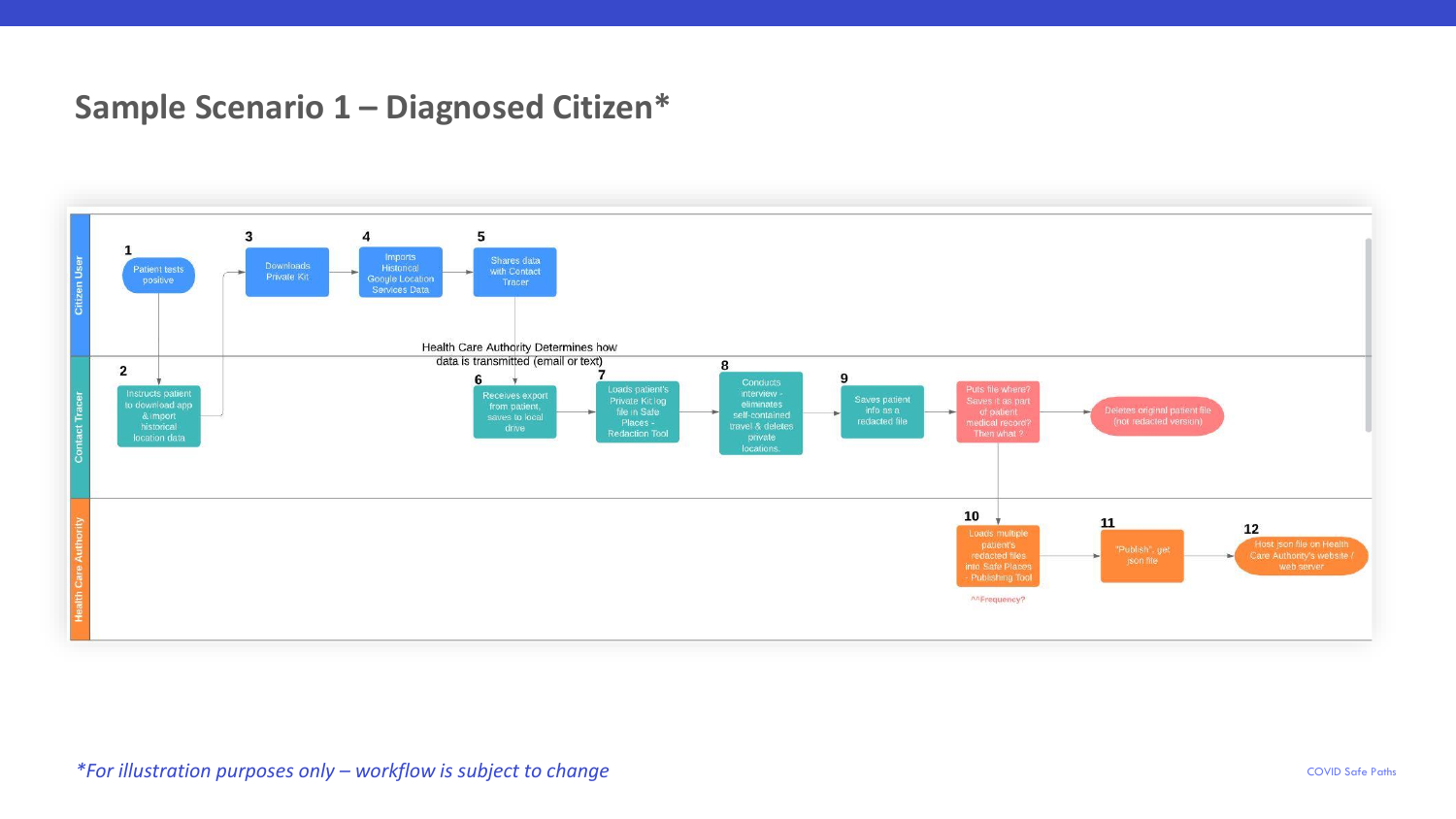# Sample Scenario 1 – Diagnosed Citizen*

**Citizen User**

1. Patient tests positive
3. Downloads Private Kit
4. Imports Historical Google Location Services Data
5. Shares data with Contact Tracer

Health Care Authority Determines how data is transmitted (email or text)

**Contact Tracer**

2. Instructs patient to download app & import historical location data
6. Receives export from patient, saves to local drive
7. Loads patient's Private Kit log file in Safe Places - Redaction Tool
8. Conducts interview - eliminates self-contained travel & deletes private locations.
9. Saves patient info as a redacted file

Puts file where? Saves it as part of patient medical record? Then what ?

Deletes original patient file (not redacted version)

**Health Care Authority**

10. Loads multiple patient's redacted files into Safe Places - Publishing Tool

^^Frequency?

11. "Publish", get json file
12. Host json file on Health Care Authority's website / web server

*For illustration purposes only – workflow is subject to change*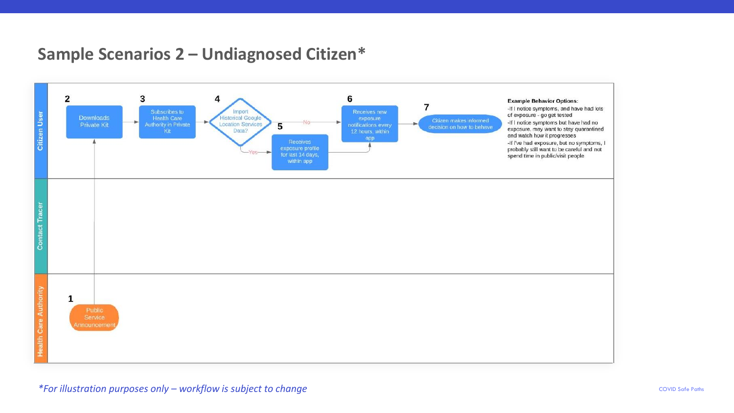# Sample Scenarios 2 – Undiagnosed Citizen*

**Citizen User**

2. Downloads Private Kit
3. Subscribes to Health Care Authority in Private Kit
4. Import Historical Google Location Services Data?
   - No → 6
   - Yes → 5
5. Receives exposure profile for last 14 days, within app
6. Receives new exposure notifications every 12 hours, within app
7. Citizen makes informed decision on how to behave

**Example Behavior Options:**

- -If I notice symptoms, and have had lots of exposure - go get tested
- -If I notice symptoms but have had no exposure, may want to stay quarantined and watch how it progresses
- -If I've had exposure, but no symptoms, I probably still want to be careful and not spend time in public/visit people

**Contact Tracer**

**Health Care Authority**

1. Public Service Announcement

*\*For illustration purposes only – workflow is subject to change*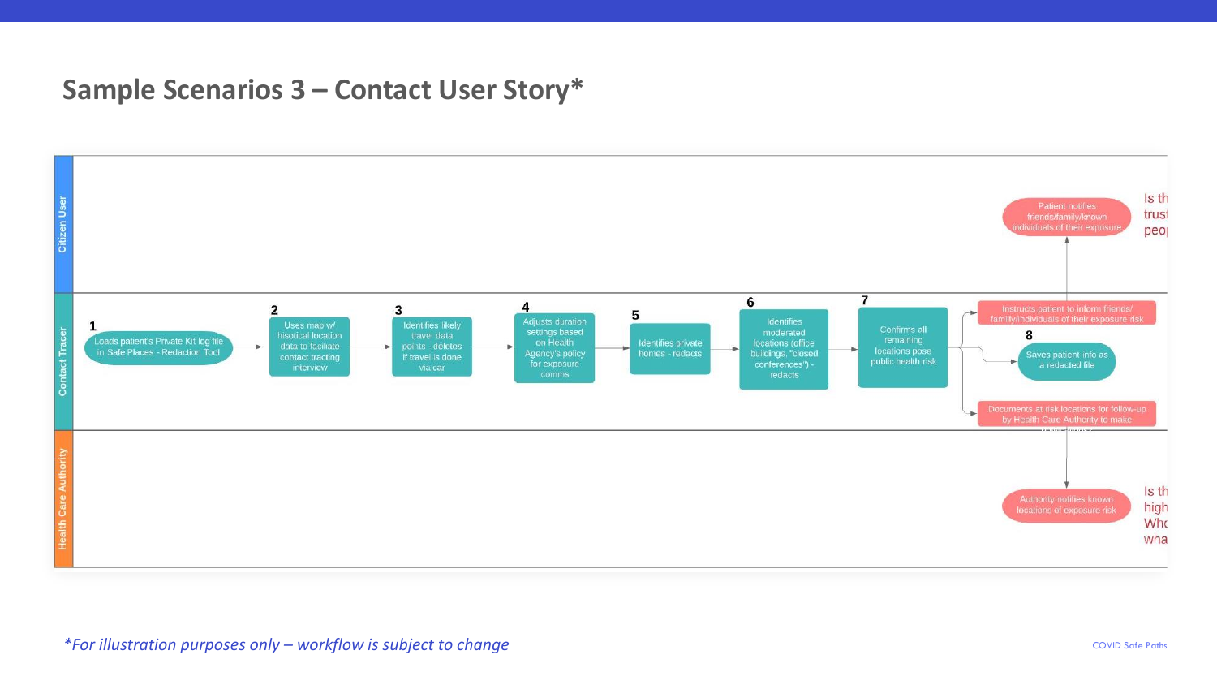# Sample Scenarios 3 – Contact User Story*

Citen User

Contact Tracer

Health Care Authority

1 Loads patient's Private Kit log file in Safe Places - Redaction Tool

2 Uses map w/ hisotical location data to faciliate contact tracting interview

3 Identifies likely travel data points - deletes if travel is done via car

4 Adjusts duration settings based on Health Agency's policy for exposure comms

5 Identifies private homes - redacts

6 Identifies moderated locations (office buildings, "closed conferences") - redacts

7 Confirms all remaining locations pose public health risk

Instructs patient to inform friends/ family/individuals of their exposure risk

8 Saves patient info as a redacted file

Documents at risk locations for follow-up by Health Care Authority to make public notice

Patient notifies friends/family/known individuals of their exposure

Authority notifies known locations of exposure risk

Is th trus peo

Is th high Who wha

*For illustration purposes only – workflow is subject to change*